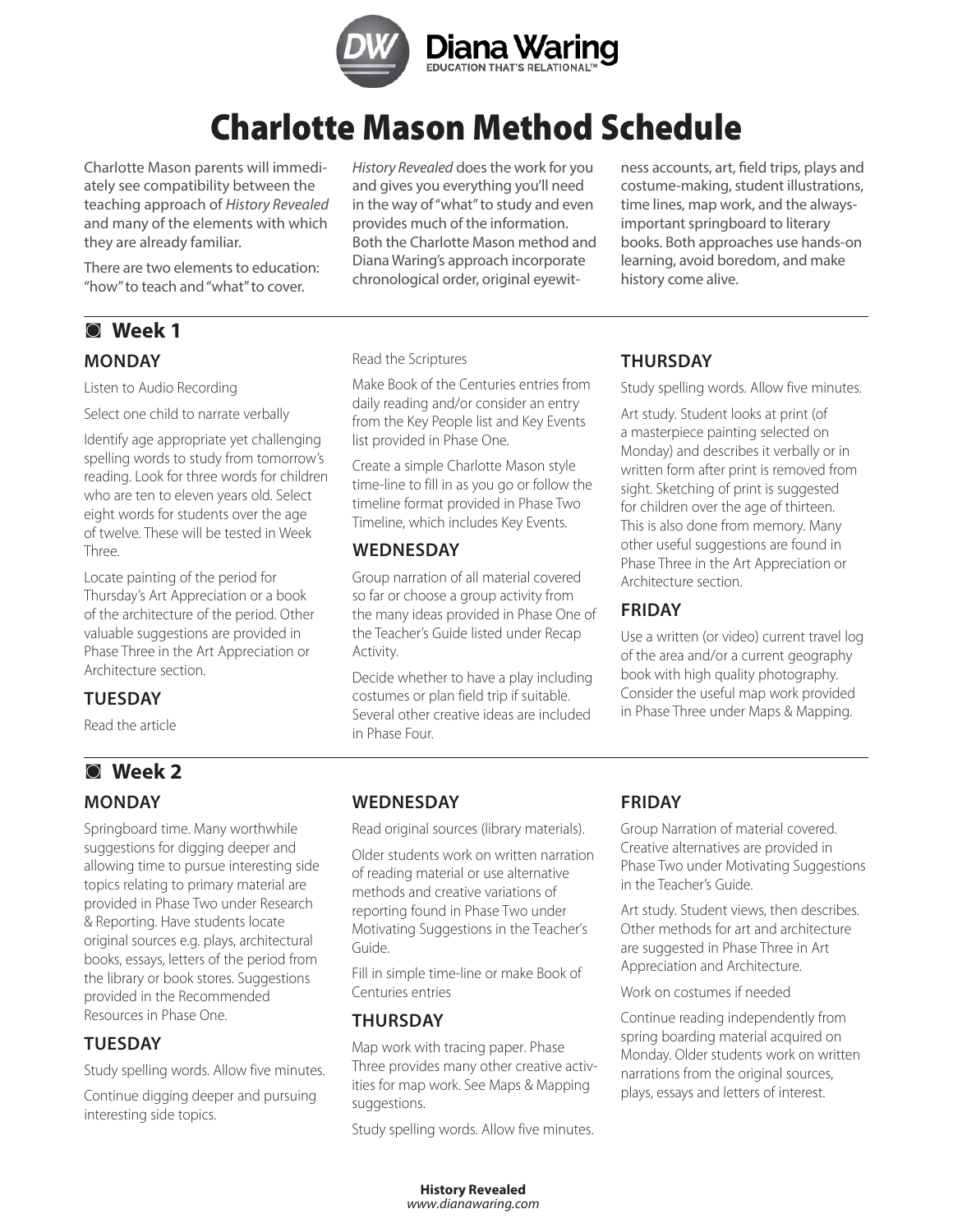# Charlotte Mason Method Schedule

Charlotte Mason parents will immediately see compatibility between the teaching approach of *History Revealed* and many of the elements with which they are already familiar.

There are two elements to education: "how" to teach and "what" to cover. *History Revealed* does the work for you and gives you everything you'll need in the way of "what" to study and even provides much of the information. Both the Charlotte Mason method and Diana Waring's approach incorporate chronological order, original eyewitness accounts, art, field trips, plays and costume-making, student illustrations, time lines, map work, and the always-important springboard to literary books. Both approaches use hands-on learning, avoid boredom, and make history come alive.

## Week 1

### MONDAY

Listen to Audio Recording

Select one child to narrate verbally

Identify age appropriate yet challenging spelling words to study from tomorrow's reading. Look for three words for children who are ten to eleven years old. Select eight words for students over the age of twelve. These will be tested in Week Three.

Locate painting of the period for Thursday's Art Appreciation or a book of the architecture of the period. Other valuable suggestions are provided in Phase Three in the Art Appreciation or Architecture section.

### TUESDAY

Read the article

Read the Scriptures

Make Book of the Centuries entries from daily reading and/or consider an entry from the Key People list and Key Events list provided in Phase One.

Create a simple Charlotte Mason style time-line to fill in as you go or follow the timeline format provided in Phase Two Timeline, which includes Key Events.

### WEDNESDAY

Group narration of all material covered so far or choose a group activity from the many ideas provided in Phase One of the Teacher's Guide listed under Recap Activity.

Decide whether to have a play including costumes or plan field trip if suitable. Several other creative ideas are included in Phase Four.

### THURSDAY

Study spelling words. Allow five minutes.

Art study. Student looks at print (of a masterpiece painting selected on Monday) and describes it verbally or in written form after print is removed from sight. Sketching of print is suggested for children over the age of thirteen. This is also done from memory. Many other useful suggestions are found in Phase Three in the Art Appreciation or Architecture section.

### FRIDAY

Use a written (or video) current travel log of the area and/or a current geography book with high quality photography. Consider the useful map work provided in Phase Three under Maps & Mapping.

## Week 2

### MONDAY

Springboard time. Many worthwhile suggestions for digging deeper and allowing time to pursue interesting side topics relating to primary material are provided in Phase Two under Research & Reporting. Have students locate original sources e.g. plays, architectural books, essays, letters of the period from the library or book stores. Suggestions provided in the Recommended Resources in Phase One.

### TUESDAY

Study spelling words. Allow five minutes.

Continue digging deeper and pursuing interesting side topics.

### WEDNESDAY

Read original sources (library materials).

Older students work on written narration of reading material or use alternative methods and creative variations of reporting found in Phase Two under Motivating Suggestions in the Teacher's Guide.

Fill in simple time-line or make Book of Centuries entries

### THURSDAY

Map work with tracing paper. Phase Three provides many other creative activities for map work. See Maps & Mapping suggestions.

Study spelling words. Allow five minutes.

### FRIDAY

Group Narration of material covered. Creative alternatives are provided in Phase Two under Motivating Suggestions in the Teacher's Guide.

Art study. Student views, then describes. Other methods for art and architecture are suggested in Phase Three in Art Appreciation and Architecture.

Work on costumes if needed

Continue reading independently from spring boarding material acquired on Monday. Older students work on written narrations from the original sources, plays, essays and letters of interest.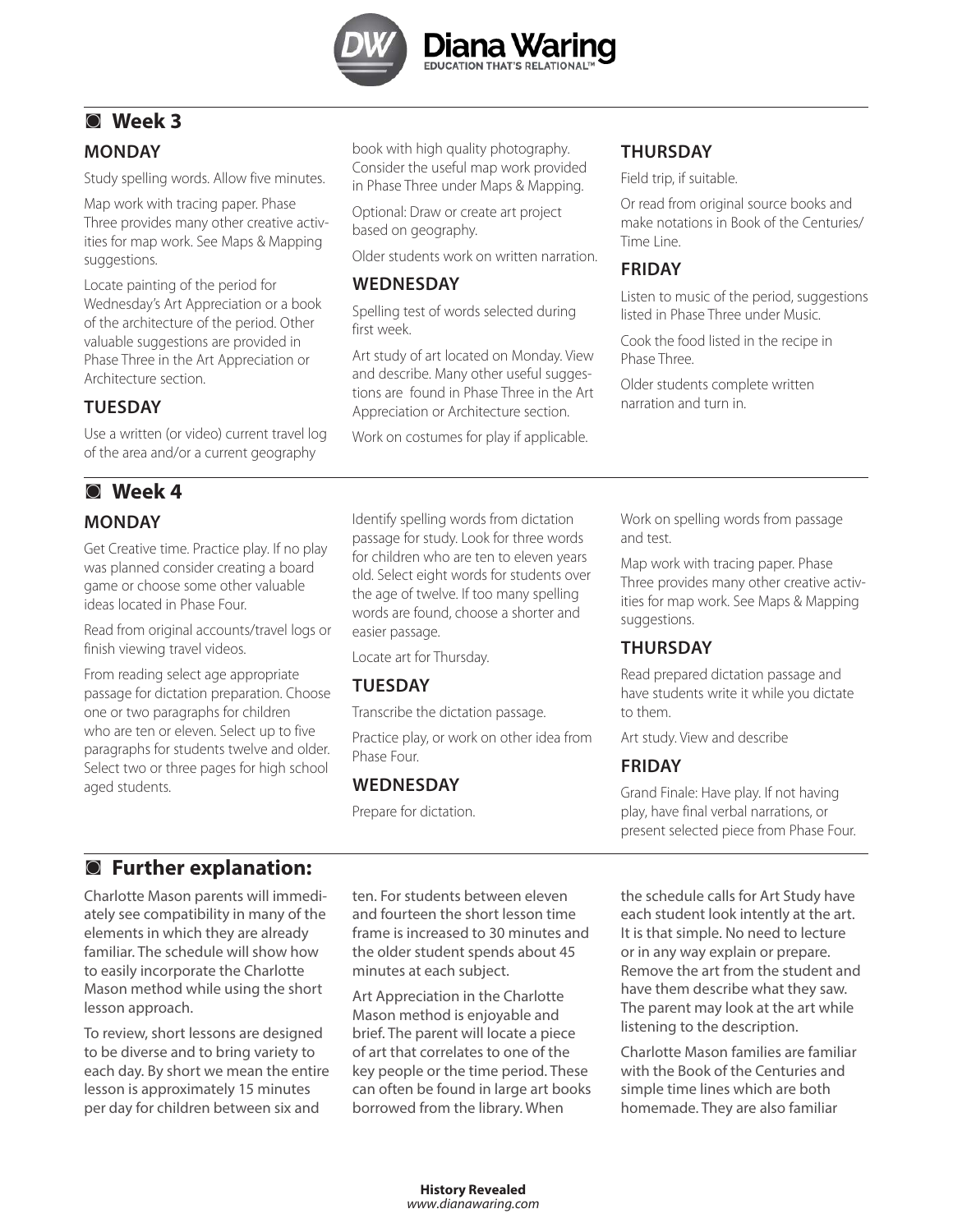## Week 3

### MONDAY

Study spelling words. Allow five minutes.

Map work with tracing paper. Phase Three provides many other creative activities for map work. See Maps & Mapping suggestions.

Locate painting of the period for Wednesday's Art Appreciation or a book of the architecture of the period. Other valuable suggestions are provided in Phase Three in the Art Appreciation or Architecture section.

### TUESDAY

Use a written (or video) current travel log of the area and/or a current geography book with high quality photography. Consider the useful map work provided in Phase Three under Maps & Mapping.

Optional: Draw or create art project based on geography.

Older students work on written narration.

### WEDNESDAY

Spelling test of words selected during first week.

Art study of art located on Monday. View and describe. Many other useful suggestions are found in Phase Three in the Art Appreciation or Architecture section.

Work on costumes for play if applicable.

### THURSDAY

Field trip, if suitable.

Or read from original source books and make notations in Book of the Centuries/ Time Line.

### FRIDAY

Listen to music of the period, suggestions listed in Phase Three under Music.

Cook the food listed in the recipe in Phase Three.

Older students complete written narration and turn in.

## Week 4

### MONDAY

Get Creative time. Practice play. If no play was planned consider creating a board game or choose some other valuable ideas located in Phase Four.

Read from original accounts/travel logs or finish viewing travel videos.

From reading select age appropriate passage for dictation preparation. Choose one or two paragraphs for children who are ten or eleven. Select up to five paragraphs for students twelve and older. Select two or three pages for high school aged students.

Identify spelling words from dictation passage for study. Look for three words for children who are ten to eleven years old. Select eight words for students over the age of twelve. If too many spelling words are found, choose a shorter and easier passage.

Locate art for Thursday.

### TUESDAY

Transcribe the dictation passage.

Practice play, or work on other idea from Phase Four.

### WEDNESDAY

Prepare for dictation.

Work on spelling words from passage and test.

Map work with tracing paper. Phase Three provides many other creative activities for map work. See Maps & Mapping suggestions.

### THURSDAY

Read prepared dictation passage and have students write it while you dictate to them.

Art study. View and describe

### FRIDAY

Grand Finale: Have play. If not having play, have final verbal narrations, or present selected piece from Phase Four.

## Further explanation:

Charlotte Mason parents will immediately see compatibility in many of the elements in which they are already familiar. The schedule will show how to easily incorporate the Charlotte Mason method while using the short lesson approach.

To review, short lessons are designed to be diverse and to bring variety to each day. By short we mean the entire lesson is approximately 15 minutes per day for children between six and ten. For students between eleven and fourteen the short lesson time frame is increased to 30 minutes and the older student spends about 45 minutes at each subject.

Art Appreciation in the Charlotte Mason method is enjoyable and brief. The parent will locate a piece of art that correlates to one of the key people or the time period. These can often be found in large art books borrowed from the library. When the schedule calls for Art Study have each student look intently at the art. It is that simple. No need to lecture or in any way explain or prepare. Remove the art from the student and have them describe what they saw. The parent may look at the art while listening to the description.

Charlotte Mason families are familiar with the Book of the Centuries and simple time lines which are both homemade. They are also familiar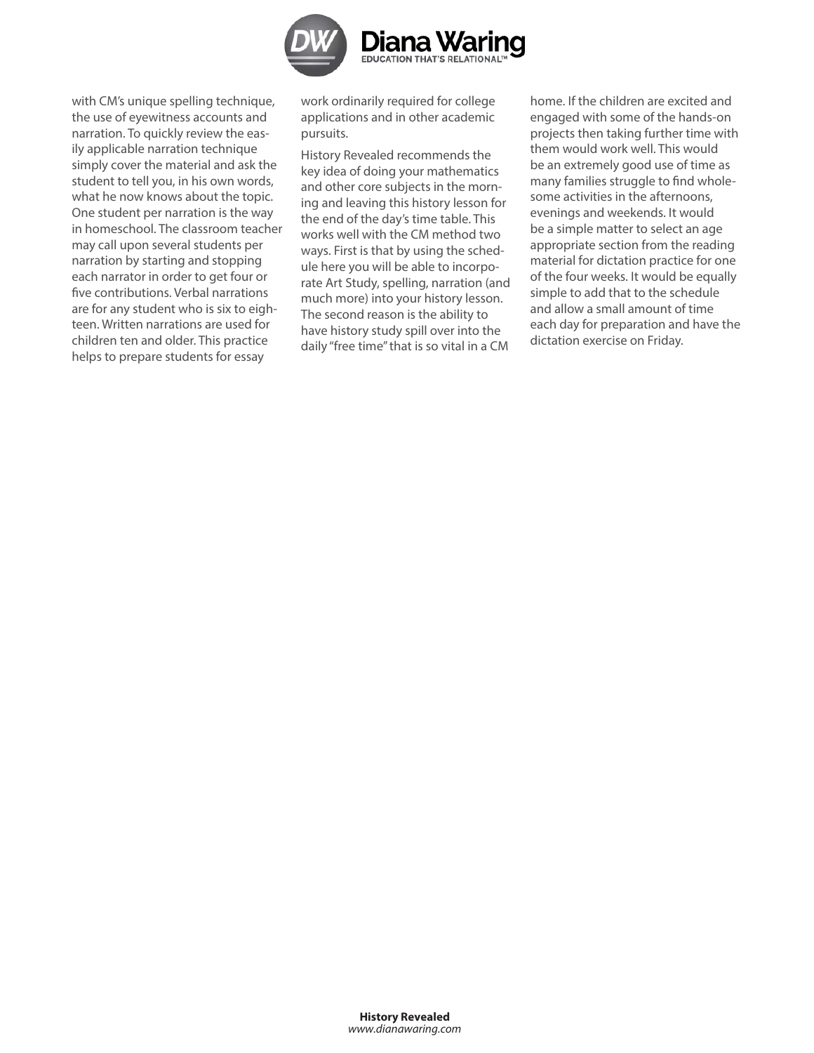with CM's unique spelling technique, the use of eyewitness accounts and narration. To quickly review the easily applicable narration technique simply cover the material and ask the student to tell you, in his own words, what he now knows about the topic. One student per narration is the way in homeschool. The classroom teacher may call upon several students per narration by starting and stopping each narrator in order to get four or five contributions. Verbal narrations are for any student who is six to eighteen. Written narrations are used for children ten and older. This practice helps to prepare students for essay work ordinarily required for college applications and in other academic pursuits.

History Revealed recommends the key idea of doing your mathematics and other core subjects in the morning and leaving this history lesson for the end of the day's time table. This works well with the CM method two ways. First is that by using the schedule here you will be able to incorporate Art Study, spelling, narration (and much more) into your history lesson. The second reason is the ability to have history study spill over into the daily "free time" that is so vital in a CM home. If the children are excited and engaged with some of the hands-on projects then taking further time with them would work well. This would be an extremely good use of time as many families struggle to find wholesome activities in the afternoons, evenings and weekends. It would be a simple matter to select an age appropriate section from the reading material for dictation practice for one of the four weeks. It would be equally simple to add that to the schedule and allow a small amount of time each day for preparation and have the dictation exercise on Friday.